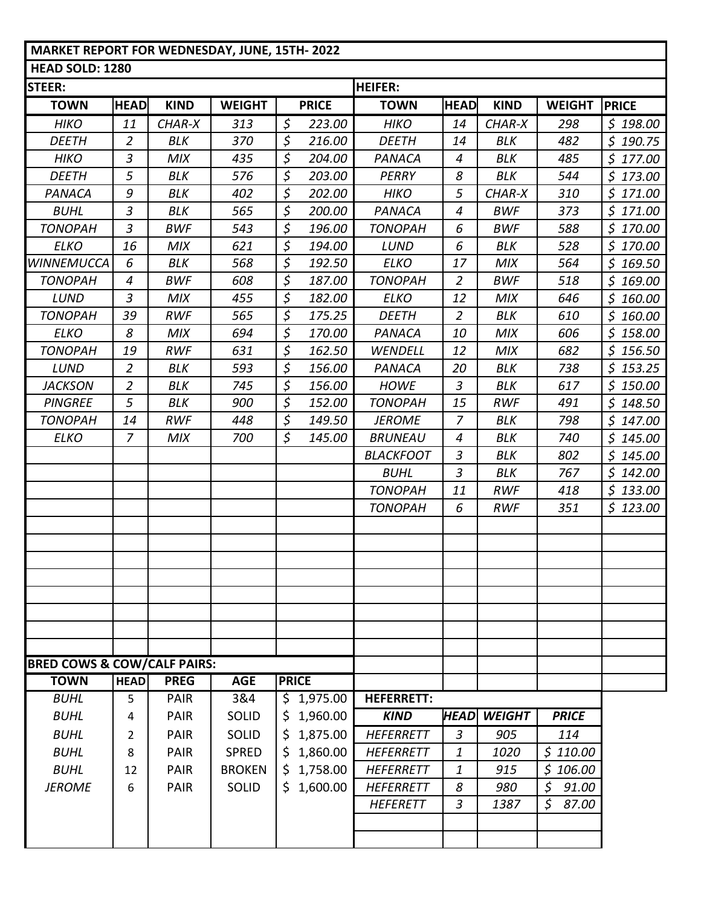**MARKET REPORT FOR WEDNESDAY, JUNE, 15TH- 2022**

**HEAD SOLD: 1280**

**STEER:**

| TOWN | HEAD | KIND | WEIGHT | PRICE |
|---|---|---|---|---|
| *HIKO* | *11* | *CHAR-X* | *313* | *$ 223.00* |
| *DEETH* | *2* | *BLK* | *370* | *$ 216.00* |
| *HIKO* | *3* | *MIX* | *435* | *$ 204.00* |
| *DEETH* | *5* | *BLK* | *576* | *$ 203.00* |
| *PANACA* | *9* | *BLK* | *402* | *$ 202.00* |
| *BUHL* | *3* | *BLK* | *565* | *$ 200.00* |
| *TONOPAH* | *3* | *BWF* | *543* | *$ 196.00* |
| *ELKO* | *16* | *MIX* | *621* | *$ 194.00* |
| *WINNEMUCCA* | *6* | *BLK* | *568* | *$ 192.50* |
| *TONOPAH* | *4* | *BWF* | *608* | *$ 187.00* |
| *LUND* | *3* | *MIX* | *455* | *$ 182.00* |
| *TONOPAH* | *39* | *RWF* | *565* | *$ 175.25* |
| *ELKO* | *8* | *MIX* | *694* | *$ 170.00* |
| *TONOPAH* | *19* | *RWF* | *631* | *$ 162.50* |
| *LUND* | *2* | *BLK* | *593* | *$ 156.00* |
| *JACKSON* | *2* | *BLK* | *745* | *$ 156.00* |
| *PINGREE* | *5* | *BLK* | *900* | *$ 152.00* |
| *TONOPAH* | *14* | *RWF* | *448* | *$ 149.50* |
| *ELKO* | *7* | *MIX* | *700* | *$ 145.00* |

**HEIFER:**

| TOWN | HEAD | KIND | WEIGHT | PRICE |
|---|---|---|---|---|
| *HIKO* | *14* | *CHAR-X* | *298* | *$ 198.00* |
| *DEETH* | *14* | *BLK* | *482* | *$ 190.75* |
| *PANACA* | *4* | *BLK* | *485* | *$ 177.00* |
| *PERRY* | *8* | *BLK* | *544* | *$ 173.00* |
| *HIKO* | *5* | *CHAR-X* | *310* | *$ 171.00* |
| *PANACA* | *4* | *BWF* | *373* | *$ 171.00* |
| *TONOPAH* | *6* | *BWF* | *588* | *$ 170.00* |
| *LUND* | *6* | *BLK* | *528* | *$ 170.00* |
| *ELKO* | *17* | *MIX* | *564* | *$ 169.50* |
| *TONOPAH* | *2* | *BWF* | *518* | *$ 169.00* |
| *ELKO* | *12* | *MIX* | *646* | *$ 160.00* |
| *DEETH* | *2* | *BLK* | *610* | *$ 160.00* |
| *PANACA* | *10* | *MIX* | *606* | *$ 158.00* |
| *WENDELL* | *12* | *MIX* | *682* | *$ 156.50* |
| *PANACA* | *20* | *BLK* | *738* | *$ 153.25* |
| *HOWE* | *3* | *BLK* | *617* | *$ 150.00* |
| *TONOPAH* | *15* | *RWF* | *491* | *$ 148.50* |
| *JEROME* | *7* | *BLK* | *798* | *$ 147.00* |
| *BRUNEAU* | *4* | *BLK* | *740* | *$ 145.00* |
| *BLACKFOOT* | *3* | *BLK* | *802* | *$ 145.00* |
| *BUHL* | *3* | *BLK* | *767* | *$ 142.00* |
| *TONOPAH* | *11* | *RWF* | *418* | *$ 133.00* |
| *TONOPAH* | *6* | *RWF* | *351* | *$ 123.00* |

**BRED COWS & COW/CALF PAIRS:**

| TOWN | HEAD | PREG | AGE | PRICE |
|---|---|---|---|---|
| *BUHL* | 5 | PAIR | 3&4 | $ 1,975.00 |
| *BUHL* | 4 | PAIR | SOLID | $ 1,960.00 |
| *BUHL* | 2 | PAIR | SOLID | $ 1,875.00 |
| *BUHL* | 8 | PAIR | SPRED | $ 1,860.00 |
| *BUHL* | 12 | PAIR | BROKEN | $ 1,758.00 |
| *JEROME* | 6 | PAIR | SOLID | $ 1,600.00 |

**HEFERRETT:**

| KIND | HEAD | WEIGHT | PRICE |
|---|---|---|---|
| *HEFERRETT* | *3* | *905* | *114* |
| *HEFERRETT* | *1* | *1020* | *$ 110.00* |
| *HEFERRETT* | *1* | *915* | *$ 106.00* |
| *HEFERRETT* | *8* | *980* | *$ 91.00* |
| *HEFERETT* | *3* | *1387* | *$ 87.00* |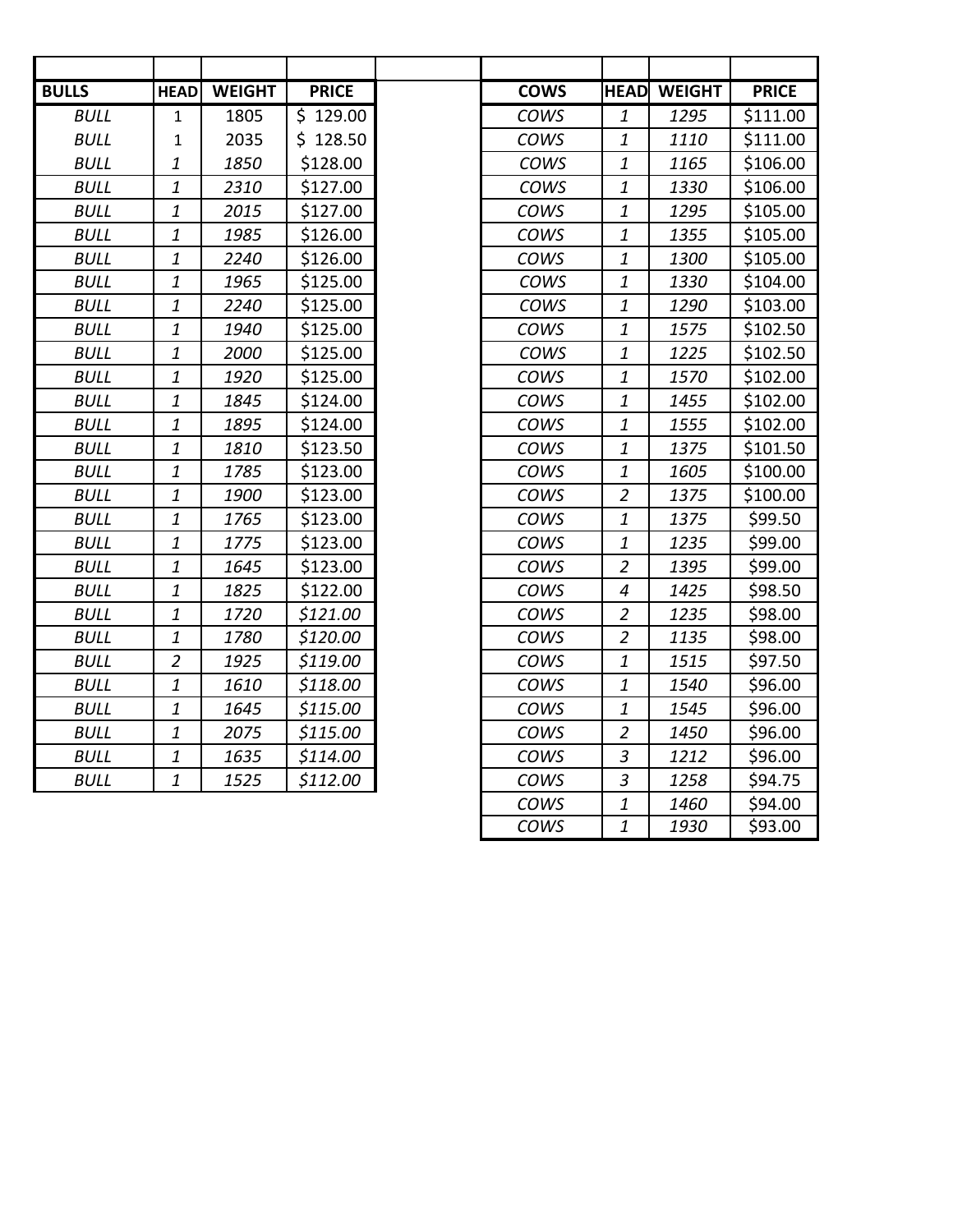| BULLS | HEAD | WEIGHT | PRICE |
|---|---|---|---|
| BULL | 1 | 1805 | $ 129.00 |
| BULL | 1 | 2035 | $ 128.50 |
| BULL | 1 | 1850 | $128.00 |
| BULL | 1 | 2310 | $127.00 |
| BULL | 1 | 2015 | $127.00 |
| BULL | 1 | 1985 | $126.00 |
| BULL | 1 | 2240 | $126.00 |
| BULL | 1 | 1965 | $125.00 |
| BULL | 1 | 2240 | $125.00 |
| BULL | 1 | 1940 | $125.00 |
| BULL | 1 | 2000 | $125.00 |
| BULL | 1 | 1920 | $125.00 |
| BULL | 1 | 1845 | $124.00 |
| BULL | 1 | 1895 | $124.00 |
| BULL | 1 | 1810 | $123.50 |
| BULL | 1 | 1785 | $123.00 |
| BULL | 1 | 1900 | $123.00 |
| BULL | 1 | 1765 | $123.00 |
| BULL | 1 | 1775 | $123.00 |
| BULL | 1 | 1645 | $123.00 |
| BULL | 1 | 1825 | $122.00 |
| BULL | 1 | 1720 | $121.00 |
| BULL | 1 | 1780 | $120.00 |
| BULL | 2 | 1925 | $119.00 |
| BULL | 1 | 1610 | $118.00 |
| BULL | 1 | 1645 | $115.00 |
| BULL | 1 | 2075 | $115.00 |
| BULL | 1 | 1635 | $114.00 |
| BULL | 1 | 1525 | $112.00 |

| COWS | HEAD | WEIGHT | PRICE |
|---|---|---|---|
| COWS | 1 | 1295 | $111.00 |
| COWS | 1 | 1110 | $111.00 |
| COWS | 1 | 1165 | $106.00 |
| COWS | 1 | 1330 | $106.00 |
| COWS | 1 | 1295 | $105.00 |
| COWS | 1 | 1355 | $105.00 |
| COWS | 1 | 1300 | $105.00 |
| COWS | 1 | 1330 | $104.00 |
| COWS | 1 | 1290 | $103.00 |
| COWS | 1 | 1575 | $102.50 |
| COWS | 1 | 1225 | $102.50 |
| COWS | 1 | 1570 | $102.00 |
| COWS | 1 | 1455 | $102.00 |
| COWS | 1 | 1555 | $102.00 |
| COWS | 1 | 1375 | $101.50 |
| COWS | 1 | 1605 | $100.00 |
| COWS | 2 | 1375 | $100.00 |
| COWS | 1 | 1375 | $99.50 |
| COWS | 1 | 1235 | $99.00 |
| COWS | 2 | 1395 | $99.00 |
| COWS | 4 | 1425 | $98.50 |
| COWS | 2 | 1235 | $98.00 |
| COWS | 2 | 1135 | $98.00 |
| COWS | 1 | 1515 | $97.50 |
| COWS | 1 | 1540 | $96.00 |
| COWS | 1 | 1545 | $96.00 |
| COWS | 2 | 1450 | $96.00 |
| COWS | 3 | 1212 | $96.00 |
| COWS | 3 | 1258 | $94.75 |
| COWS | 1 | 1460 | $94.00 |
| COWS | 1 | 1930 | $93.00 |